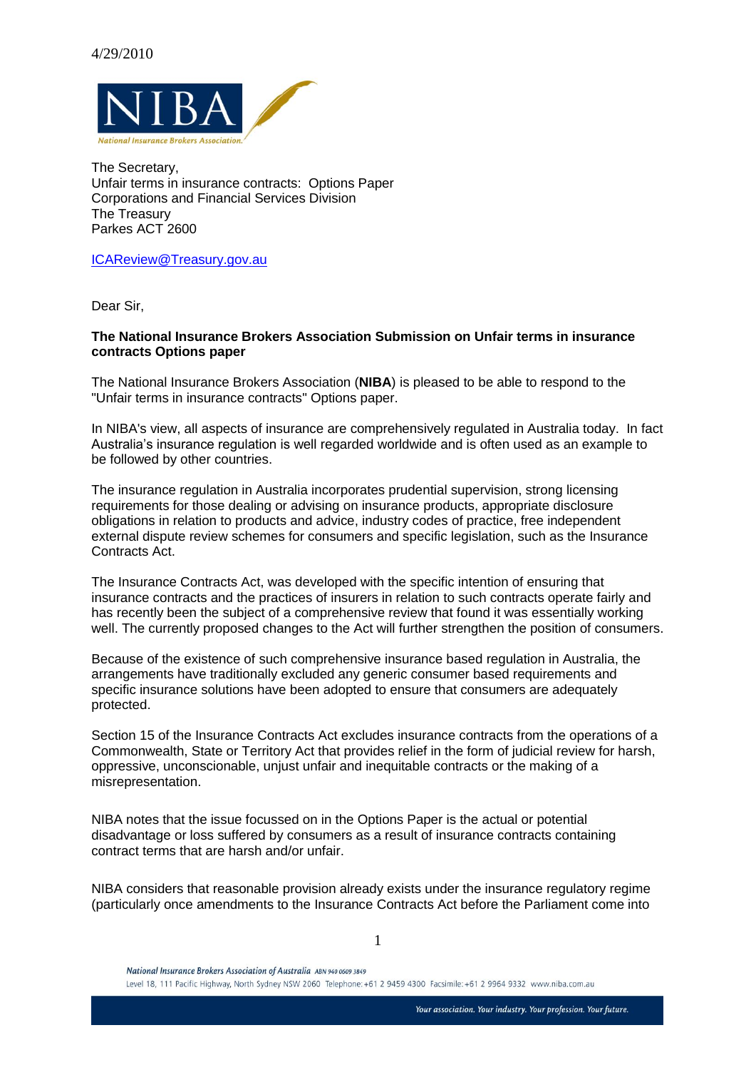4/29/2010

The Secretary,
Unfair terms in insurance contracts: Options Paper
Corporations and Financial Services Division
The Treasury
Parkes ACT 2600

ICAReview@Treasury.gov.au

Dear Sir,

**The National Insurance Brokers Association Submission on Unfair terms in insurance contracts Options paper**

The National Insurance Brokers Association (**NIBA**) is pleased to be able to respond to the "Unfair terms in insurance contracts" Options paper.

In NIBA's view, all aspects of insurance are comprehensively regulated in Australia today. In fact Australia's insurance regulation is well regarded worldwide and is often used as an example to be followed by other countries.

The insurance regulation in Australia incorporates prudential supervision, strong licensing requirements for those dealing or advising on insurance products, appropriate disclosure obligations in relation to products and advice, industry codes of practice, free independent external dispute review schemes for consumers and specific legislation, such as the Insurance Contracts Act.

The Insurance Contracts Act, was developed with the specific intention of ensuring that insurance contracts and the practices of insurers in relation to such contracts operate fairly and has recently been the subject of a comprehensive review that found it was essentially working well. The currently proposed changes to the Act will further strengthen the position of consumers.

Because of the existence of such comprehensive insurance based regulation in Australia, the arrangements have traditionally excluded any generic consumer based requirements and specific insurance solutions have been adopted to ensure that consumers are adequately protected.

Section 15 of the Insurance Contracts Act excludes insurance contracts from the operations of a Commonwealth, State or Territory Act that provides relief in the form of judicial review for harsh, oppressive, unconscionable, unjust unfair and inequitable contracts or the making of a misrepresentation.

NIBA notes that the issue focussed on in the Options Paper is the actual or potential disadvantage or loss suffered by consumers as a result of insurance contracts containing contract terms that are harsh and/or unfair.

NIBA considers that reasonable provision already exists under the insurance regulatory regime (particularly once amendments to the Insurance Contracts Act before the Parliament come into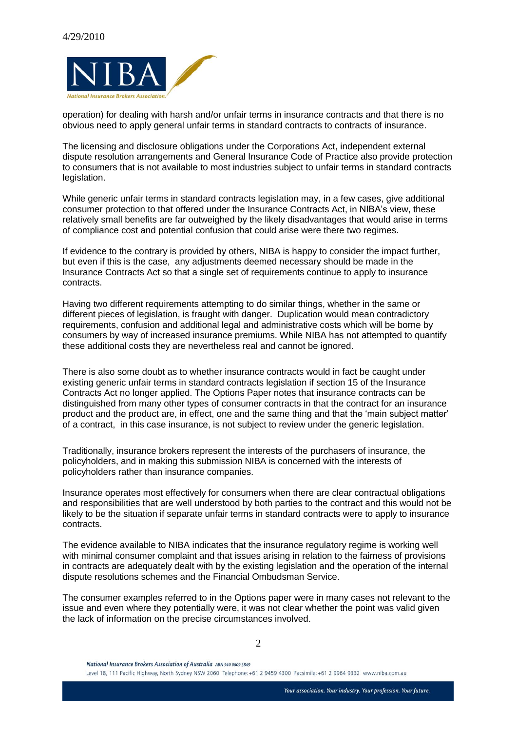operation) for dealing with harsh and/or unfair terms in insurance contracts and that there is no obvious need to apply general unfair terms in standard contracts to contracts of insurance.

The licensing and disclosure obligations under the Corporations Act, independent external dispute resolution arrangements and General Insurance Code of Practice also provide protection to consumers that is not available to most industries subject to unfair terms in standard contracts legislation.

While generic unfair terms in standard contracts legislation may, in a few cases, give additional consumer protection to that offered under the Insurance Contracts Act, in NIBA's view, these relatively small benefits are far outweighed by the likely disadvantages that would arise in terms of compliance cost and potential confusion that could arise were there two regimes.

If evidence to the contrary is provided by others, NIBA is happy to consider the impact further, but even if this is the case, any adjustments deemed necessary should be made in the Insurance Contracts Act so that a single set of requirements continue to apply to insurance contracts.

Having two different requirements attempting to do similar things, whether in the same or different pieces of legislation, is fraught with danger. Duplication would mean contradictory requirements, confusion and additional legal and administrative costs which will be borne by consumers by way of increased insurance premiums. While NIBA has not attempted to quantify these additional costs they are nevertheless real and cannot be ignored.

There is also some doubt as to whether insurance contracts would in fact be caught under existing generic unfair terms in standard contracts legislation if section 15 of the Insurance Contracts Act no longer applied. The Options Paper notes that insurance contracts can be distinguished from many other types of consumer contracts in that the contract for an insurance product and the product are, in effect, one and the same thing and that the 'main subject matter' of a contract, in this case insurance, is not subject to review under the generic legislation.

Traditionally, insurance brokers represent the interests of the purchasers of insurance, the policyholders, and in making this submission NIBA is concerned with the interests of policyholders rather than insurance companies.

Insurance operates most effectively for consumers when there are clear contractual obligations and responsibilities that are well understood by both parties to the contract and this would not be likely to be the situation if separate unfair terms in standard contracts were to apply to insurance contracts.

The evidence available to NIBA indicates that the insurance regulatory regime is working well with minimal consumer complaint and that issues arising in relation to the fairness of provisions in contracts are adequately dealt with by the existing legislation and the operation of the internal dispute resolutions schemes and the Financial Ombudsman Service.

The consumer examples referred to in the Options paper were in many cases not relevant to the issue and even where they potentially were, it was not clear whether the point was valid given the lack of information on the precise circumstances involved.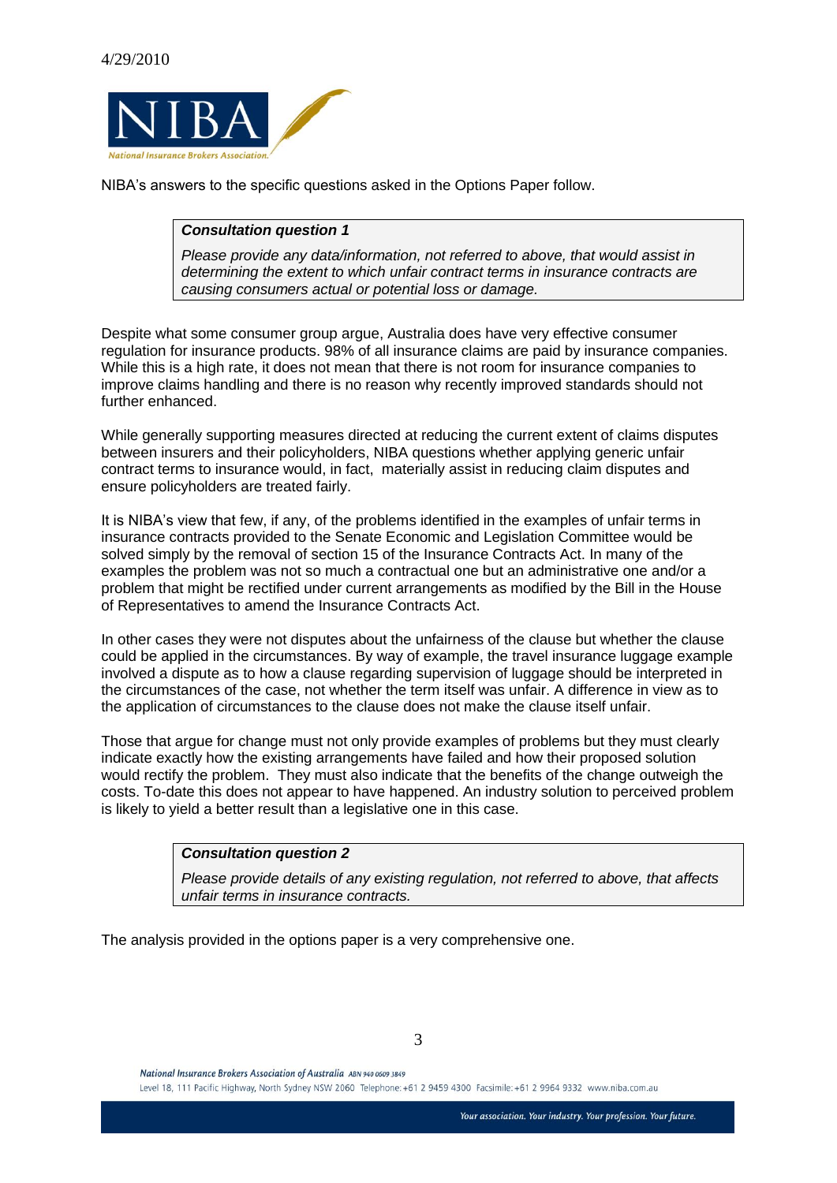NIBA's answers to the specific questions asked in the Options Paper follow.

> ***Consultation question 1***
>
> *Please provide any data/information, not referred to above, that would assist in determining the extent to which unfair contract terms in insurance contracts are causing consumers actual or potential loss or damage.*

Despite what some consumer group argue, Australia does have very effective consumer regulation for insurance products. 98% of all insurance claims are paid by insurance companies. While this is a high rate, it does not mean that there is not room for insurance companies to improve claims handling and there is no reason why recently improved standards should not further enhanced.

While generally supporting measures directed at reducing the current extent of claims disputes between insurers and their policyholders, NIBA questions whether applying generic unfair contract terms to insurance would, in fact, materially assist in reducing claim disputes and ensure policyholders are treated fairly.

It is NIBA's view that few, if any, of the problems identified in the examples of unfair terms in insurance contracts provided to the Senate Economic and Legislation Committee would be solved simply by the removal of section 15 of the Insurance Contracts Act. In many of the examples the problem was not so much a contractual one but an administrative one and/or a problem that might be rectified under current arrangements as modified by the Bill in the House of Representatives to amend the Insurance Contracts Act.

In other cases they were not disputes about the unfairness of the clause but whether the clause could be applied in the circumstances. By way of example, the travel insurance luggage example involved a dispute as to how a clause regarding supervision of luggage should be interpreted in the circumstances of the case, not whether the term itself was unfair. A difference in view as to the application of circumstances to the clause does not make the clause itself unfair.

Those that argue for change must not only provide examples of problems but they must clearly indicate exactly how the existing arrangements have failed and how their proposed solution would rectify the problem. They must also indicate that the benefits of the change outweigh the costs. To-date this does not appear to have happened. An industry solution to perceived problem is likely to yield a better result than a legislative one in this case.

> ***Consultation question 2***
>
> *Please provide details of any existing regulation, not referred to above, that affects unfair terms in insurance contracts.*

The analysis provided in the options paper is a very comprehensive one.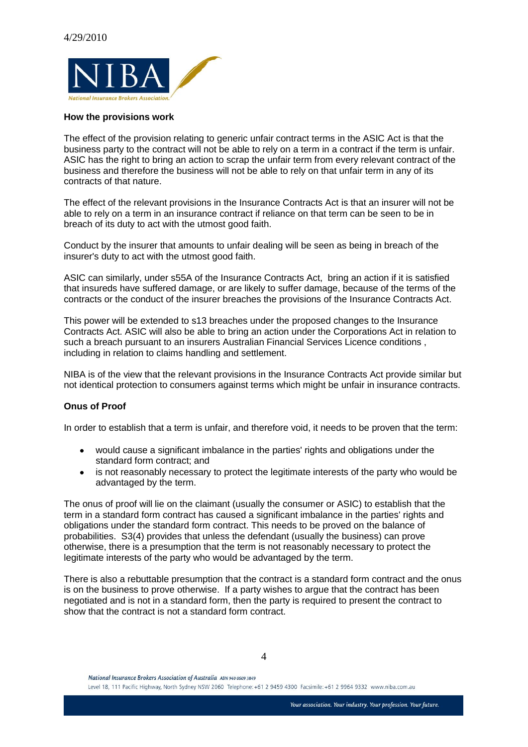**How the provisions work**

The effect of the provision relating to generic unfair contract terms in the ASIC Act is that the business party to the contract will not be able to rely on a term in a contract if the term is unfair. ASIC has the right to bring an action to scrap the unfair term from every relevant contract of the business and therefore the business will not be able to rely on that unfair term in any of its contracts of that nature.

The effect of the relevant provisions in the Insurance Contracts Act is that an insurer will not be able to rely on a term in an insurance contract if reliance on that term can be seen to be in breach of its duty to act with the utmost good faith.

Conduct by the insurer that amounts to unfair dealing will be seen as being in breach of the insurer's duty to act with the utmost good faith.

ASIC can similarly, under s55A of the Insurance Contracts Act, bring an action if it is satisfied that insureds have suffered damage, or are likely to suffer damage, because of the terms of the contracts or the conduct of the insurer breaches the provisions of the Insurance Contracts Act.

This power will be extended to s13 breaches under the proposed changes to the Insurance Contracts Act. ASIC will also be able to bring an action under the Corporations Act in relation to such a breach pursuant to an insurers Australian Financial Services Licence conditions , including in relation to claims handling and settlement.

NIBA is of the view that the relevant provisions in the Insurance Contracts Act provide similar but not identical protection to consumers against terms which might be unfair in insurance contracts.

**Onus of Proof**

In order to establish that a term is unfair, and therefore void, it needs to be proven that the term:

- would cause a significant imbalance in the parties' rights and obligations under the standard form contract; and
- is not reasonably necessary to protect the legitimate interests of the party who would be advantaged by the term.

The onus of proof will lie on the claimant (usually the consumer or ASIC) to establish that the term in a standard form contract has caused a significant imbalance in the parties' rights and obligations under the standard form contract. This needs to be proved on the balance of probabilities. S3(4) provides that unless the defendant (usually the business) can prove otherwise, there is a presumption that the term is not reasonably necessary to protect the legitimate interests of the party who would be advantaged by the term.

There is also a rebuttable presumption that the contract is a standard form contract and the onus is on the business to prove otherwise. If a party wishes to argue that the contract has been negotiated and is not in a standard form, then the party is required to present the contract to show that the contract is not a standard form contract.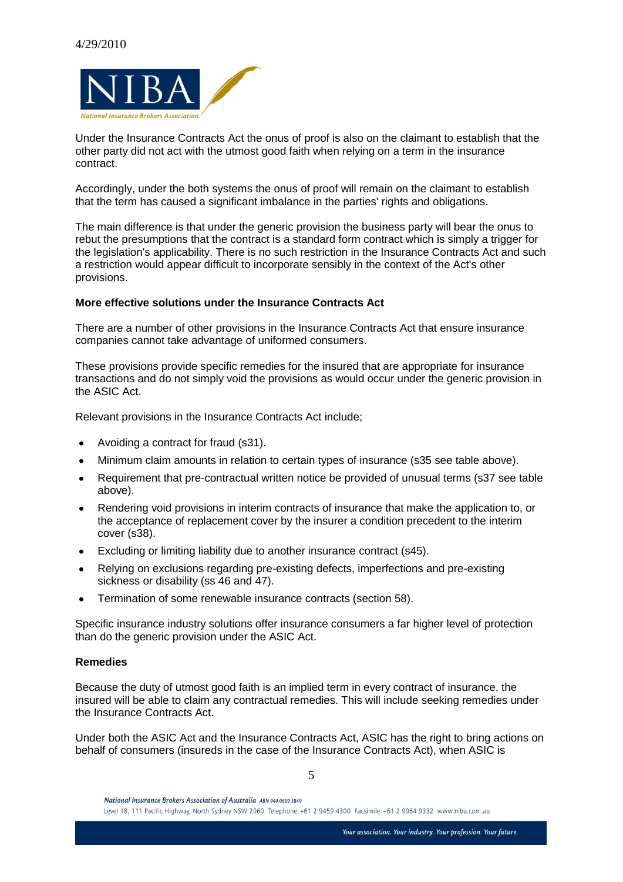Under the Insurance Contracts Act the onus of proof is also on the claimant to establish that the other party did not act with the utmost good faith when relying on a term in the insurance contract.

Accordingly, under the both systems the onus of proof will remain on the claimant to establish that the term has caused a significant imbalance in the parties' rights and obligations.

The main difference is that under the generic provision the business party will bear the onus to rebut the presumptions that the contract is a standard form contract which is simply a trigger for the legislation's applicability. There is no such restriction in the Insurance Contracts Act and such a restriction would appear difficult to incorporate sensibly in the context of the Act's other provisions.

**More effective solutions under the Insurance Contracts Act**

There are a number of other provisions in the Insurance Contracts Act that ensure insurance companies cannot take advantage of uniformed consumers.

These provisions provide specific remedies for the insured that are appropriate for insurance transactions and do not simply void the provisions as would occur under the generic provision in the ASIC Act.

Relevant provisions in the Insurance Contracts Act include;

- Avoiding a contract for fraud (s31).
- Minimum claim amounts in relation to certain types of insurance (s35 see table above).
- Requirement that pre-contractual written notice be provided of unusual terms (s37 see table above).
- Rendering void provisions in interim contracts of insurance that make the application to, or the acceptance of replacement cover by the insurer a condition precedent to the interim cover (s38).
- Excluding or limiting liability due to another insurance contract (s45).
- Relying on exclusions regarding pre-existing defects, imperfections and pre-existing sickness or disability (ss 46 and 47).
- Termination of some renewable insurance contracts (section 58).

Specific insurance industry solutions offer insurance consumers a far higher level of protection than do the generic provision under the ASIC Act.

**Remedies**

Because the duty of utmost good faith is an implied term in every contract of insurance, the insured will be able to claim any contractual remedies. This will include seeking remedies under the Insurance Contracts Act.

Under both the ASIC Act and the Insurance Contracts Act, ASIC has the right to bring actions on behalf of consumers (insureds in the case of the Insurance Contracts Act), when ASIC is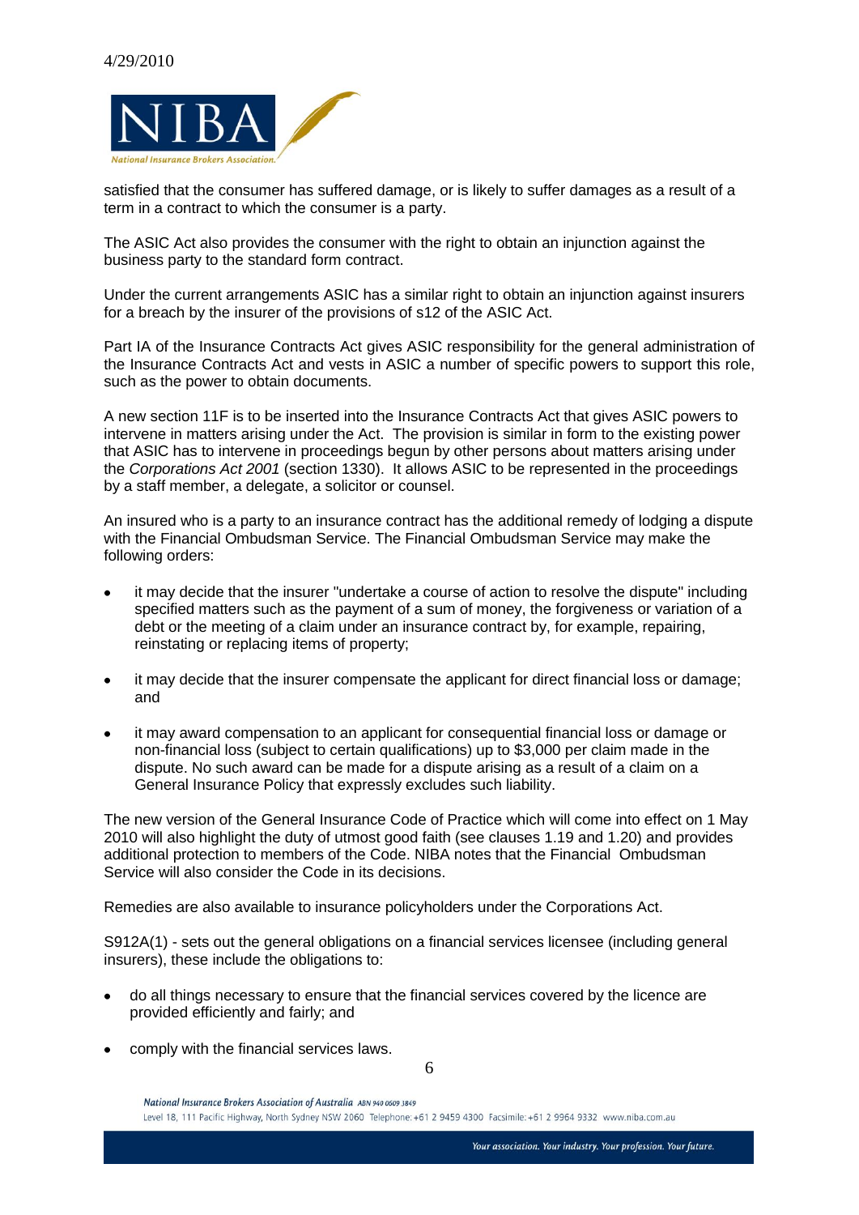satisfied that the consumer has suffered damage, or is likely to suffer damages as a result of a term in a contract to which the consumer is a party.

The ASIC Act also provides the consumer with the right to obtain an injunction against the business party to the standard form contract.

Under the current arrangements ASIC has a similar right to obtain an injunction against insurers for a breach by the insurer of the provisions of s12 of the ASIC Act.

Part IA of the Insurance Contracts Act gives ASIC responsibility for the general administration of the Insurance Contracts Act and vests in ASIC a number of specific powers to support this role, such as the power to obtain documents.

A new section 11F is to be inserted into the Insurance Contracts Act that gives ASIC powers to intervene in matters arising under the Act. The provision is similar in form to the existing power that ASIC has to intervene in proceedings begun by other persons about matters arising under the *Corporations Act 2001* (section 1330). It allows ASIC to be represented in the proceedings by a staff member, a delegate, a solicitor or counsel.

An insured who is a party to an insurance contract has the additional remedy of lodging a dispute with the Financial Ombudsman Service. The Financial Ombudsman Service may make the following orders:

- it may decide that the insurer "undertake a course of action to resolve the dispute" including specified matters such as the payment of a sum of money, the forgiveness or variation of a debt or the meeting of a claim under an insurance contract by, for example, repairing, reinstating or replacing items of property;
- it may decide that the insurer compensate the applicant for direct financial loss or damage; and
- it may award compensation to an applicant for consequential financial loss or damage or non-financial loss (subject to certain qualifications) up to $3,000 per claim made in the dispute. No such award can be made for a dispute arising as a result of a claim on a General Insurance Policy that expressly excludes such liability.

The new version of the General Insurance Code of Practice which will come into effect on 1 May 2010 will also highlight the duty of utmost good faith (see clauses 1.19 and 1.20) and provides additional protection to members of the Code. NIBA notes that the Financial Ombudsman Service will also consider the Code in its decisions.

Remedies are also available to insurance policyholders under the Corporations Act.

S912A(1) - sets out the general obligations on a financial services licensee (including general insurers), these include the obligations to:

- do all things necessary to ensure that the financial services covered by the licence are provided efficiently and fairly; and
- comply with the financial services laws.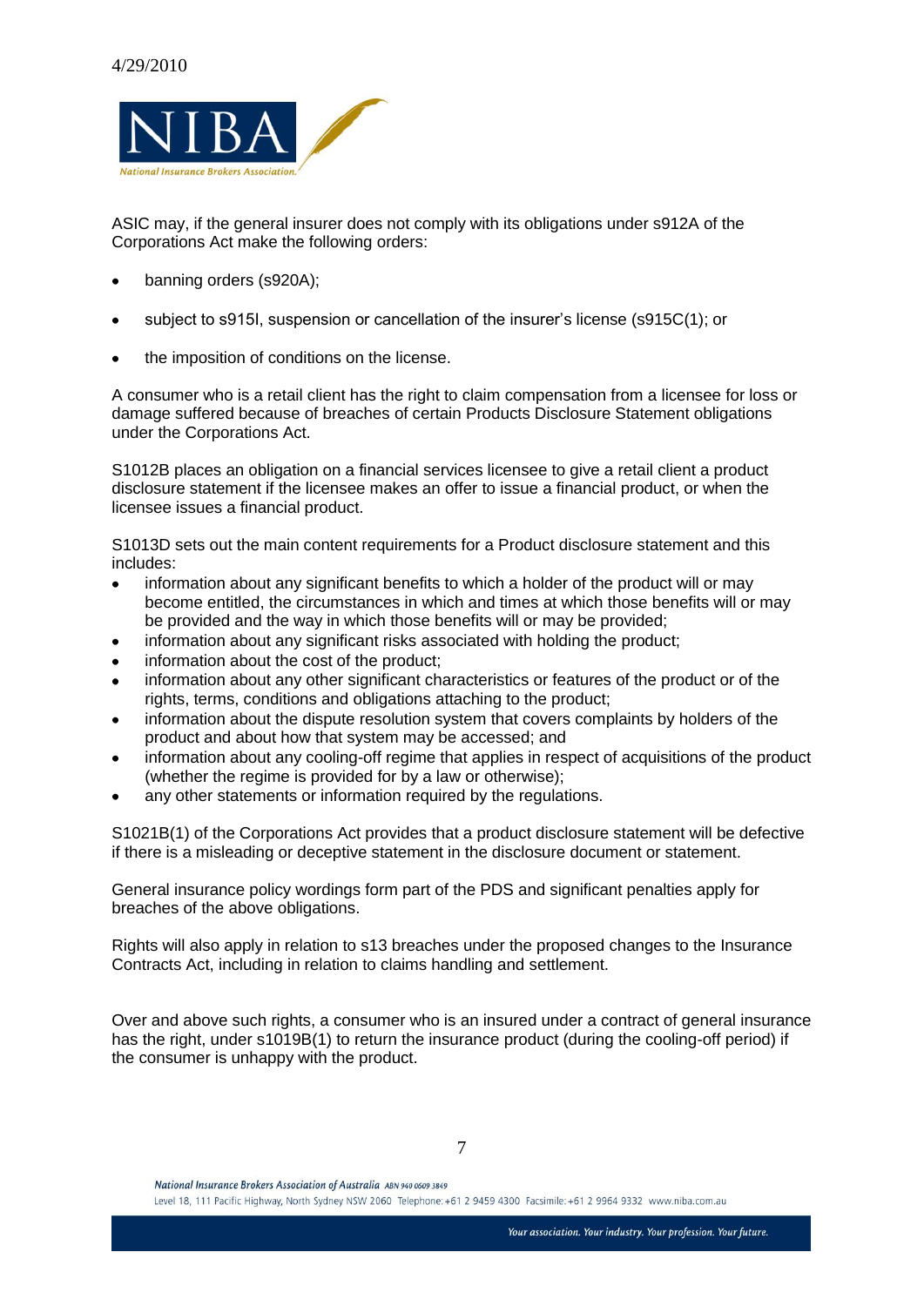ASIC may, if the general insurer does not comply with its obligations under s912A of the Corporations Act make the following orders:

- banning orders (s920A);
- subject to s915I, suspension or cancellation of the insurer's license (s915C(1); or
- the imposition of conditions on the license.

A consumer who is a retail client has the right to claim compensation from a licensee for loss or damage suffered because of breaches of certain Products Disclosure Statement obligations under the Corporations Act.

S1012B places an obligation on a financial services licensee to give a retail client a product disclosure statement if the licensee makes an offer to issue a financial product, or when the licensee issues a financial product.

S1013D sets out the main content requirements for a Product disclosure statement and this includes:

- information about any significant benefits to which a holder of the product will or may become entitled, the circumstances in which and times at which those benefits will or may be provided and the way in which those benefits will or may be provided;
- information about any significant risks associated with holding the product;
- information about the cost of the product;
- information about any other significant characteristics or features of the product or of the rights, terms, conditions and obligations attaching to the product;
- information about the dispute resolution system that covers complaints by holders of the product and about how that system may be accessed; and
- information about any cooling-off regime that applies in respect of acquisitions of the product (whether the regime is provided for by a law or otherwise);
- any other statements or information required by the regulations.

S1021B(1) of the Corporations Act provides that a product disclosure statement will be defective if there is a misleading or deceptive statement in the disclosure document or statement.

General insurance policy wordings form part of the PDS and significant penalties apply for breaches of the above obligations.

Rights will also apply in relation to s13 breaches under the proposed changes to the Insurance Contracts Act, including in relation to claims handling and settlement.

Over and above such rights, a consumer who is an insured under a contract of general insurance has the right, under s1019B(1) to return the insurance product (during the cooling-off period) if the consumer is unhappy with the product.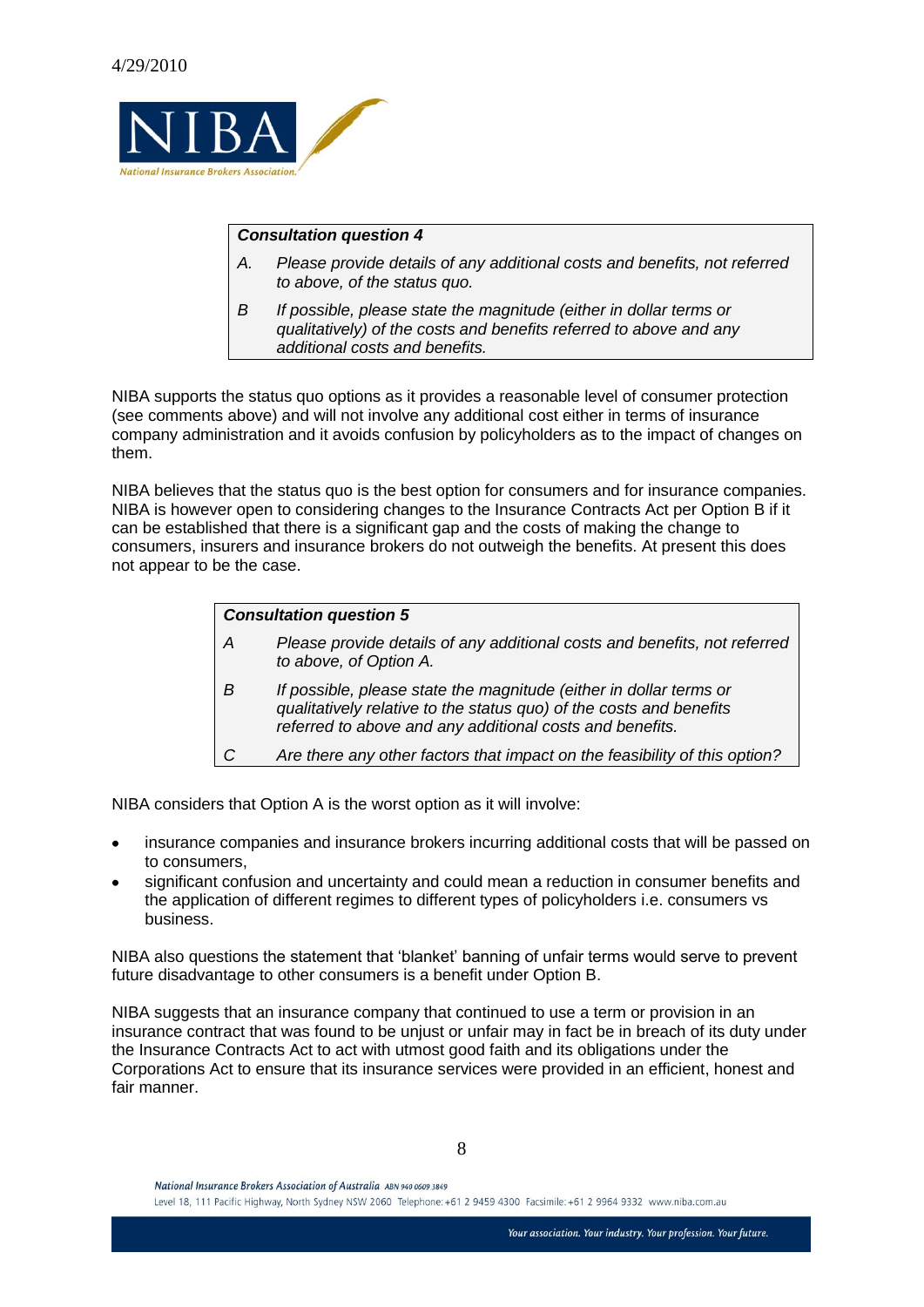> ***Consultation question 4***
>
> *A. Please provide details of any additional costs and benefits, not referred to above, of the status quo.*
>
> *B If possible, please state the magnitude (either in dollar terms or qualitatively) of the costs and benefits referred to above and any additional costs and benefits.*

NIBA supports the status quo options as it provides a reasonable level of consumer protection (see comments above) and will not involve any additional cost either in terms of insurance company administration and it avoids confusion by policyholders as to the impact of changes on them.

NIBA believes that the status quo is the best option for consumers and for insurance companies. NIBA is however open to considering changes to the Insurance Contracts Act per Option B if it can be established that there is a significant gap and the costs of making the change to consumers, insurers and insurance brokers do not outweigh the benefits. At present this does not appear to be the case.

> ***Consultation question 5***
>
> *A Please provide details of any additional costs and benefits, not referred to above, of Option A.*
>
> *B If possible, please state the magnitude (either in dollar terms or qualitatively relative to the status quo) of the costs and benefits referred to above and any additional costs and benefits.*
>
> *C Are there any other factors that impact on the feasibility of this option?*

NIBA considers that Option A is the worst option as it will involve:

- insurance companies and insurance brokers incurring additional costs that will be passed on to consumers,
- significant confusion and uncertainty and could mean a reduction in consumer benefits and the application of different regimes to different types of policyholders i.e. consumers vs business.

NIBA also questions the statement that 'blanket' banning of unfair terms would serve to prevent future disadvantage to other consumers is a benefit under Option B.

NIBA suggests that an insurance company that continued to use a term or provision in an insurance contract that was found to be unjust or unfair may in fact be in breach of its duty under the Insurance Contracts Act to act with utmost good faith and its obligations under the Corporations Act to ensure that its insurance services were provided in an efficient, honest and fair manner.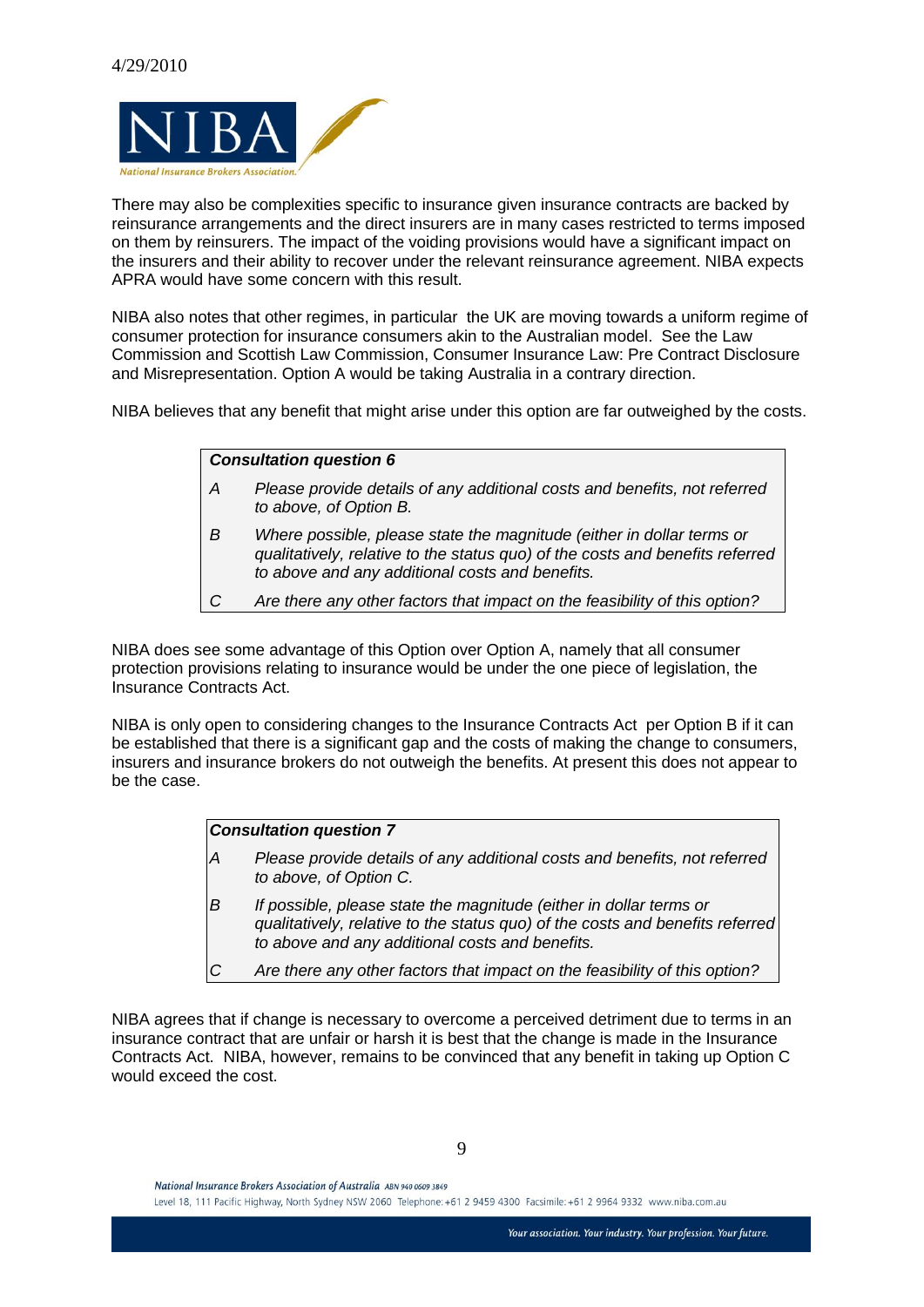There may also be complexities specific to insurance given insurance contracts are backed by reinsurance arrangements and the direct insurers are in many cases restricted to terms imposed on them by reinsurers. The impact of the voiding provisions would have a significant impact on the insurers and their ability to recover under the relevant reinsurance agreement. NIBA expects APRA would have some concern with this result.

NIBA also notes that other regimes, in particular the UK are moving towards a uniform regime of consumer protection for insurance consumers akin to the Australian model. See the Law Commission and Scottish Law Commission, Consumer Insurance Law: Pre Contract Disclosure and Misrepresentation. Option A would be taking Australia in a contrary direction.

NIBA believes that any benefit that might arise under this option are far outweighed by the costs.

> ***Consultation question 6***
>
> *A* *Please provide details of any additional costs and benefits, not referred to above, of Option B.*
>
> *B* *Where possible, please state the magnitude (either in dollar terms or qualitatively, relative to the status quo) of the costs and benefits referred to above and any additional costs and benefits.*
>
> *C* *Are there any other factors that impact on the feasibility of this option?*

NIBA does see some advantage of this Option over Option A, namely that all consumer protection provisions relating to insurance would be under the one piece of legislation, the Insurance Contracts Act.

NIBA is only open to considering changes to the Insurance Contracts Act per Option B if it can be established that there is a significant gap and the costs of making the change to consumers, insurers and insurance brokers do not outweigh the benefits. At present this does not appear to be the case.

> ***Consultation question 7***
>
> *A* *Please provide details of any additional costs and benefits, not referred to above, of Option C.*
>
> *B* *If possible, please state the magnitude (either in dollar terms or qualitatively, relative to the status quo) of the costs and benefits referred to above and any additional costs and benefits.*
>
> *C* *Are there any other factors that impact on the feasibility of this option?*

NIBA agrees that if change is necessary to overcome a perceived detriment due to terms in an insurance contract that are unfair or harsh it is best that the change is made in the Insurance Contracts Act. NIBA, however, remains to be convinced that any benefit in taking up Option C would exceed the cost.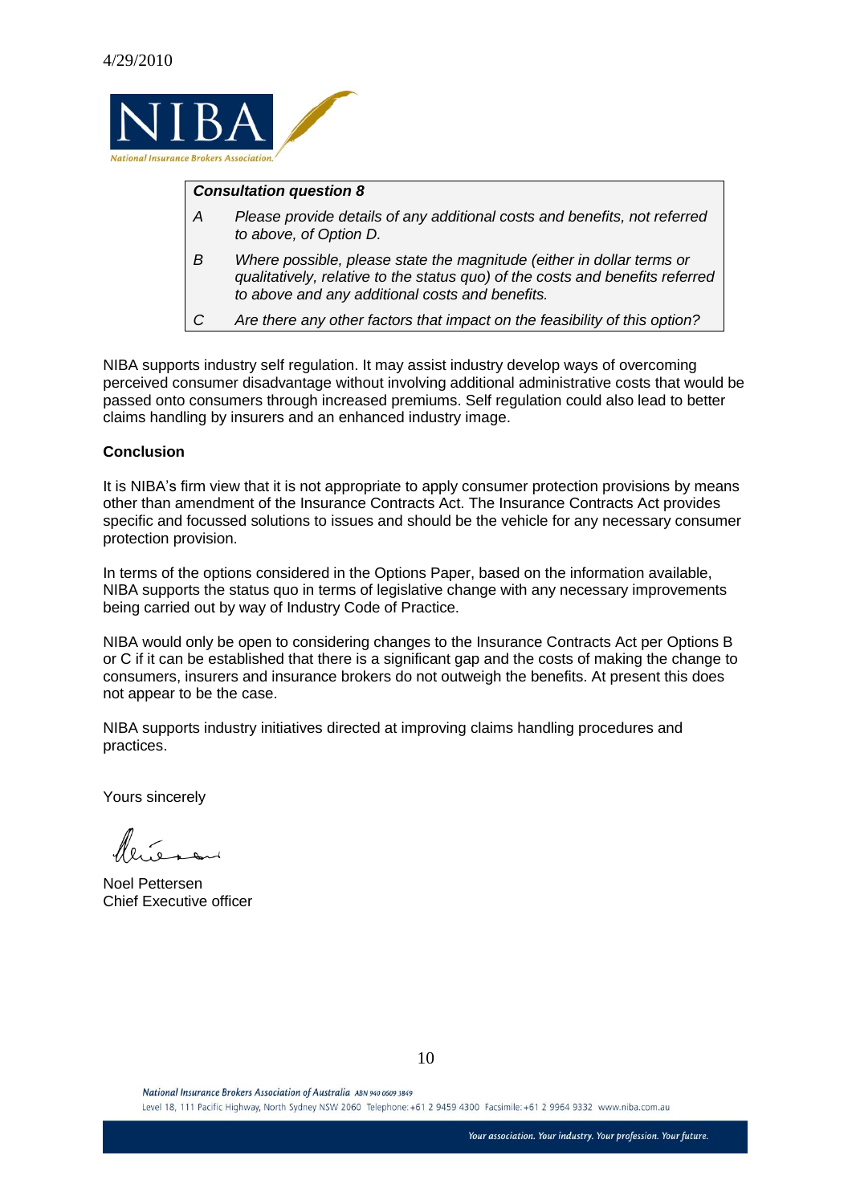| ***Consultation question 8*** | |
|---|---|
| *A* | *Please provide details of any additional costs and benefits, not referred to above, of Option D.* |
| *B* | *Where possible, please state the magnitude (either in dollar terms or qualitatively, relative to the status quo) of the costs and benefits referred to above and any additional costs and benefits.* |
| *C* | *Are there any other factors that impact on the feasibility of this option?* |

NIBA supports industry self regulation. It may assist industry develop ways of overcoming perceived consumer disadvantage without involving additional administrative costs that would be passed onto consumers through increased premiums. Self regulation could also lead to better claims handling by insurers and an enhanced industry image.

**Conclusion**

It is NIBA's firm view that it is not appropriate to apply consumer protection provisions by means other than amendment of the Insurance Contracts Act. The Insurance Contracts Act provides specific and focussed solutions to issues and should be the vehicle for any necessary consumer protection provision.

In terms of the options considered in the Options Paper, based on the information available, NIBA supports the status quo in terms of legislative change with any necessary improvements being carried out by way of Industry Code of Practice.

NIBA would only be open to considering changes to the Insurance Contracts Act per Options B or C if it can be established that there is a significant gap and the costs of making the change to consumers, insurers and insurance brokers do not outweigh the benefits. At present this does not appear to be the case.

NIBA supports industry initiatives directed at improving claims handling procedures and practices.

Yours sincerely

Noel Pettersen
Chief Executive officer